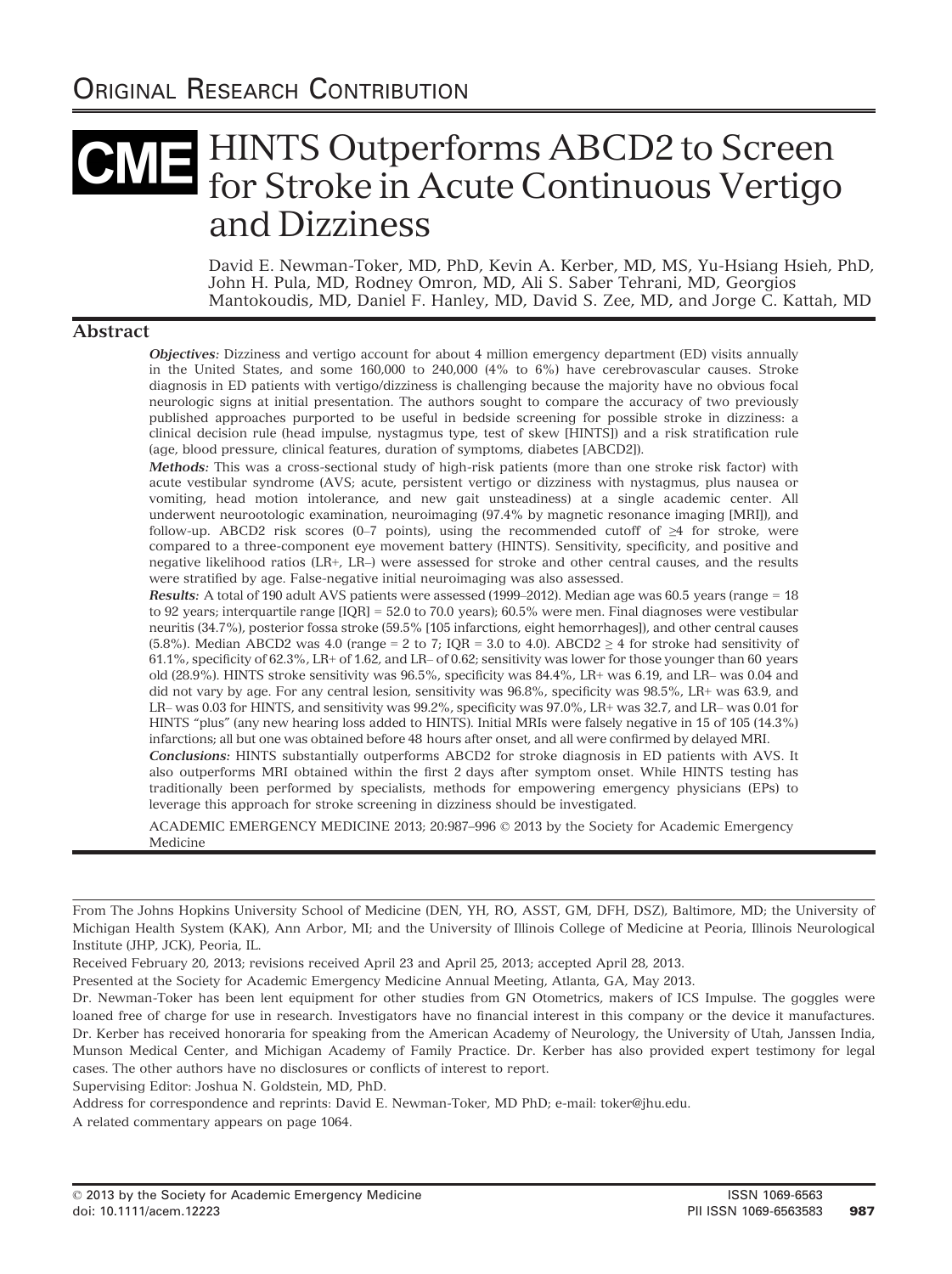ORIGINAL RESEARCH CONTRIBUTION

# CME HINTS Outperforms ABCD2 to Screen for Stroke in Acute Continuous Vertigo and Dizziness

David E. Newman-Toker, MD, PhD, Kevin A. Kerber, MD, MS, Yu-Hsiang Hsieh, PhD, John H. Pula, MD, Rodney Omron, MD, Ali S. Saber Tehrani, MD, Georgios Mantokoudis, MD, Daniel F. Hanley, MD, David S. Zee, MD, and Jorge C. Kattah, MD

## Abstract

***Objectives:*** Dizziness and vertigo account for about 4 million emergency department (ED) visits annually in the United States, and some 160,000 to 240,000 (4% to 6%) have cerebrovascular causes. Stroke diagnosis in ED patients with vertigo/dizziness is challenging because the majority have no obvious focal neurologic signs at initial presentation. The authors sought to compare the accuracy of two previously published approaches purported to be useful in bedside screening for possible stroke in dizziness: a clinical decision rule (head impulse, nystagmus type, test of skew [HINTS]) and a risk stratification rule (age, blood pressure, clinical features, duration of symptoms, diabetes [ABCD2]).

***Methods:*** This was a cross-sectional study of high-risk patients (more than one stroke risk factor) with acute vestibular syndrome (AVS; acute, persistent vertigo or dizziness with nystagmus, plus nausea or vomiting, head motion intolerance, and new gait unsteadiness) at a single academic center. All underwent neurootologic examination, neuroimaging (97.4% by magnetic resonance imaging [MRI]), and follow-up. ABCD2 risk scores (0–7 points), using the recommended cutoff of ≥4 for stroke, were compared to a three-component eye movement battery (HINTS). Sensitivity, specificity, and positive and negative likelihood ratios (LR+, LR–) were assessed for stroke and other central causes, and the results were stratified by age. False-negative initial neuroimaging was also assessed.

***Results:*** A total of 190 adult AVS patients were assessed (1999–2012). Median age was 60.5 years (range = 18 to 92 years; interquartile range [IQR] = 52.0 to 70.0 years); 60.5% were men. Final diagnoses were vestibular neuritis (34.7%), posterior fossa stroke (59.5% [105 infarctions, eight hemorrhages]), and other central causes (5.8%). Median ABCD2 was 4.0 (range = 2 to 7; IQR = 3.0 to 4.0). ABCD2 ≥ 4 for stroke had sensitivity of 61.1%, specificity of 62.3%, LR+ of 1.62, and LR– of 0.62; sensitivity was lower for those younger than 60 years old (28.9%). HINTS stroke sensitivity was 96.5%, specificity was 84.4%, LR+ was 6.19, and LR– was 0.04 and did not vary by age. For any central lesion, sensitivity was 96.8%, specificity was 98.5%, LR+ was 63.9, and LR– was 0.03 for HINTS, and sensitivity was 99.2%, specificity was 97.0%, LR+ was 32.7, and LR– was 0.01 for HINTS "plus" (any new hearing loss added to HINTS). Initial MRIs were falsely negative in 15 of 105 (14.3%) infarctions; all but one was obtained before 48 hours after onset, and all were confirmed by delayed MRI.

***Conclusions:*** HINTS substantially outperforms ABCD2 for stroke diagnosis in ED patients with AVS. It also outperforms MRI obtained within the first 2 days after symptom onset. While HINTS testing has traditionally been performed by specialists, methods for empowering emergency physicians (EPs) to leverage this approach for stroke screening in dizziness should be investigated.

ACADEMIC EMERGENCY MEDICINE 2013; 20:987–996 © 2013 by the Society for Academic Emergency Medicine

---

From The Johns Hopkins University School of Medicine (DEN, YH, RO, ASST, GM, DFH, DSZ), Baltimore, MD; the University of Michigan Health System (KAK), Ann Arbor, MI; and the University of Illinois College of Medicine at Peoria, Illinois Neurological Institute (JHP, JCK), Peoria, IL.

Received February 20, 2013; revisions received April 23 and April 25, 2013; accepted April 28, 2013.

Presented at the Society for Academic Emergency Medicine Annual Meeting, Atlanta, GA, May 2013.

Dr. Newman-Toker has been lent equipment for other studies from GN Otometrics, makers of ICS Impulse. The goggles were loaned free of charge for use in research. Investigators have no financial interest in this company or the device it manufactures. Dr. Kerber has received honoraria for speaking from the American Academy of Neurology, the University of Utah, Janssen India, Munson Medical Center, and Michigan Academy of Family Practice. Dr. Kerber has also provided expert testimony for legal cases. The other authors have no disclosures or conflicts of interest to report.

Supervising Editor: Joshua N. Goldstein, MD, PhD.

Address for correspondence and reprints: David E. Newman-Toker, MD PhD; e-mail: toker@jhu.edu.

A related commentary appears on page 1064.

© 2013 by the Society for Academic Emergency Medicine
doi: 10.1111/acem.12223

ISSN 1069-6563
PII ISSN 1069-6563583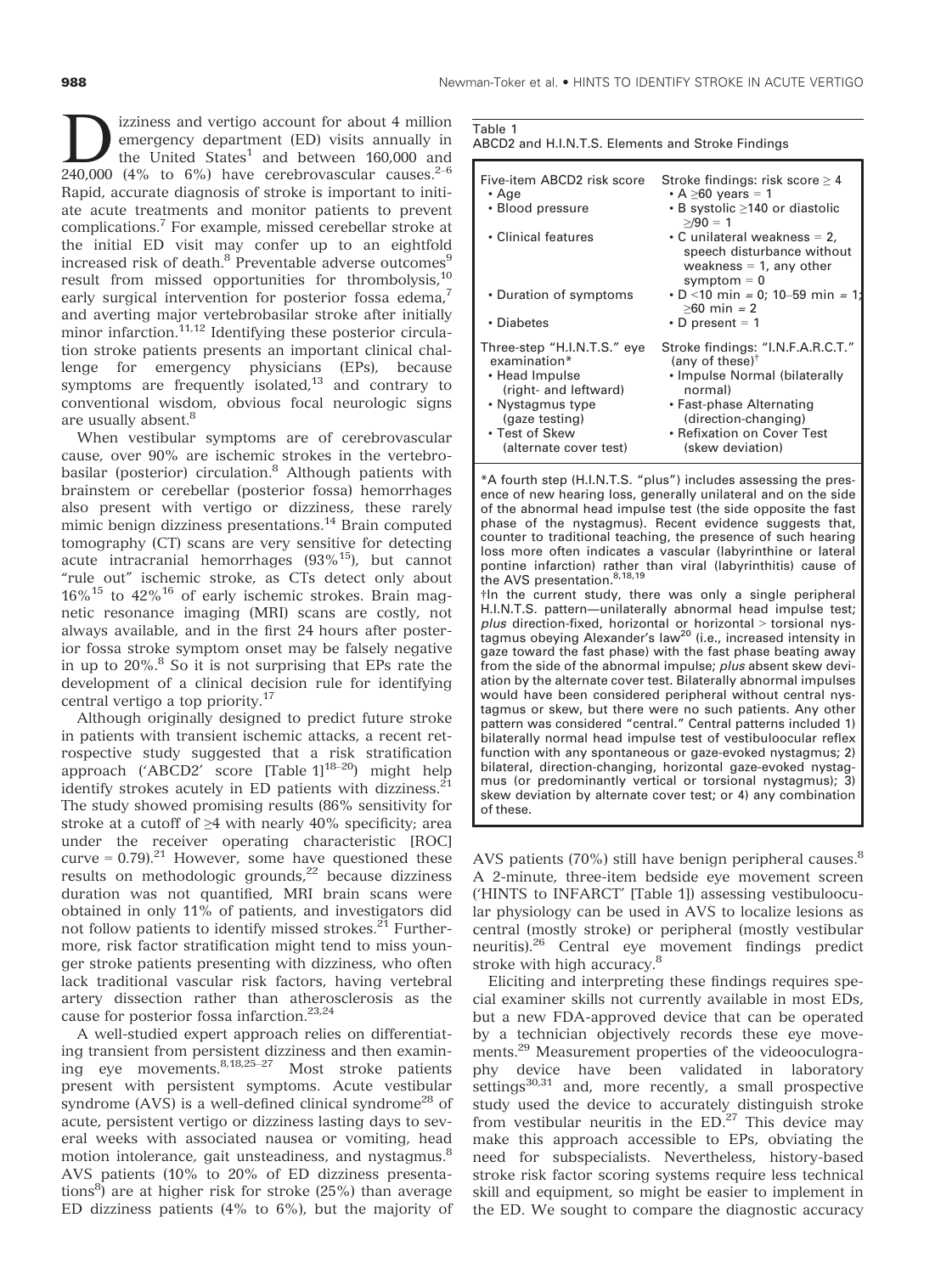Dizziness and vertigo account for about 4 million emergency department (ED) visits annually in the United States[1] and between 160,000 and 240,000 (4% to 6%) have cerebrovascular causes.[2–6] Rapid, accurate diagnosis of stroke is important to initiate acute treatments and monitor patients to prevent complications.[7] For example, missed cerebellar stroke at the initial ED visit may confer up to an eightfold increased risk of death.[8] Preventable adverse outcomes[9] result from missed opportunities for thrombolysis,[10] early surgical intervention for posterior fossa edema,[7] and averting major vertebrobasilar stroke after initially minor infarction.[11,12] Identifying these posterior circulation stroke patients presents an important clinical challenge for emergency physicians (EPs), because symptoms are frequently isolated,[13] and contrary to conventional wisdom, obvious focal neurologic signs are usually absent.[8]

When vestibular symptoms are of cerebrovascular cause, over 90% are ischemic strokes in the vertebrobasilar (posterior) circulation.[8] Although patients with brainstem or cerebellar (posterior fossa) hemorrhages also present with vertigo or dizziness, these rarely mimic benign dizziness presentations.[14] Brain computed tomography (CT) scans are very sensitive for detecting acute intracranial hemorrhages (93%[15]), but cannot "rule out" ischemic stroke, as CTs detect only about 16%[15] to 42%[16] of early ischemic strokes. Brain magnetic resonance imaging (MRI) scans are costly, not always available, and in the first 24 hours after posterior fossa stroke symptom onset may be falsely negative in up to 20%.[8] So it is not surprising that EPs rate the development of a clinical decision rule for identifying central vertigo a top priority.[17]

Although originally designed to predict future stroke in patients with transient ischemic attacks, a recent retrospective study suggested that a risk stratification approach ('ABCD2' score [Table 1][18–20]) might help identify strokes acutely in ED patients with dizziness.[21] The study showed promising results (86% sensitivity for stroke at a cutoff of ≥4 with nearly 40% specificity; area under the receiver operating characteristic [ROC] curve = 0.79).[21] However, some have questioned these results on methodologic grounds,[22] because dizziness duration was not quantified, MRI brain scans were obtained in only 11% of patients, and investigators did not follow patients to identify missed strokes.[21] Furthermore, risk factor stratification might tend to miss younger stroke patients presenting with dizziness, who often lack traditional vascular risk factors, having vertebral artery dissection rather than atherosclerosis as the cause for posterior fossa infarction.[23,24]

A well-studied expert approach relies on differentiating transient from persistent dizziness and then examining eye movements.[8,18,25–27] Most stroke patients present with persistent symptoms. Acute vestibular syndrome (AVS) is a well-defined clinical syndrome[28] of acute, persistent vertigo or dizziness lasting days to several weeks with associated nausea or vomiting, head motion intolerance, gait unsteadiness, and nystagmus.[8] AVS patients (10% to 20% of ED dizziness presentations[8]) are at higher risk for stroke (25%) than average ED dizziness patients (4% to 6%), but the majority of AVS patients (70%) still have benign peripheral causes.[8] A 2-minute, three-item bedside eye movement screen ('HINTS to INFARCT' [Table 1]) assessing vestibuloocular physiology can be used in AVS to localize lesions as central (mostly stroke) or peripheral (mostly vestibular neuritis).[26] Central eye movement findings predict stroke with high accuracy.[8]

Table 1
ABCD2 and H.I.N.T.S. Elements and Stroke Findings

| | |
|---|---|
| Five-item ABCD2 risk score | Stroke findings: risk score ≥ 4 |
| • Age | • A ≥60 years = 1 |
| • Blood pressure | • B systolic ≥140 or diastolic ≥/90 = 1 |
| • Clinical features | • C unilateral weakness = 2, speech disturbance without weakness = 1, any other symptom = 0 |
| • Duration of symptoms | • D <10 min = 0; 10–59 min = 1; ≥60 min = 2 |
| • Diabetes | • D present = 1 |
| Three-step "H.I.N.T.S." eye examination* | Stroke findings: "I.N.F.A.R.C.T." (any of these)† |
| • Head Impulse (right- and leftward) | • Impulse Normal (bilaterally normal) |
| • Nystagmus type (gaze testing) | • Fast-phase Alternating (direction-changing) |
| • Test of Skew (alternate cover test) | • Refixation on Cover Test (skew deviation) |

*A fourth step (H.I.N.T.S. "plus") includes assessing the presence of new hearing loss, generally unilateral and on the side of the abnormal head impulse test (the side opposite the fast phase of the nystagmus). Recent evidence suggests that, counter to traditional teaching, the presence of such hearing loss more often indicates a vascular (labyrinthine or lateral pontine infarction) rather than viral (labyrinthitis) cause of the AVS presentation.[8,18,19]

†In the current study, there was only a single peripheral H.I.N.T.S. pattern—unilaterally abnormal head impulse test; *plus* direction-fixed, horizontal or horizontal > torsional nystagmus obeying Alexander's law[20] (i.e., increased intensity in gaze toward the fast phase) with the fast phase beating away from the side of the abnormal impulse; *plus* absent skew deviation by the alternate cover test. Bilaterally abnormal impulses would have been considered peripheral without central nystagmus or skew, but there were no such patients. Any other pattern was considered "central." Central patterns included 1) bilaterally normal head impulse test of vestibuloocular reflex function with any spontaneous or gaze-evoked nystagmus; 2) bilateral, direction-changing, horizontal gaze-evoked nystagmus (or predominantly vertical or torsional nystagmus); 3) skew deviation by alternate cover test; or 4) any combination of these.

Eliciting and interpreting these findings requires special examiner skills not currently available in most EDs, but a new FDA-approved device that can be operated by a technician objectively records these eye movements.[29] Measurement properties of the videooculography device have been validated in laboratory settings[30,31] and, more recently, a small prospective study used the device to accurately distinguish stroke from vestibular neuritis in the ED.[27] This device may make this approach accessible to EPs, obviating the need for subspecialists. Nevertheless, history-based stroke risk factor scoring systems require less technical skill and equipment, so might be easier to implement in the ED. We sought to compare the diagnostic accuracy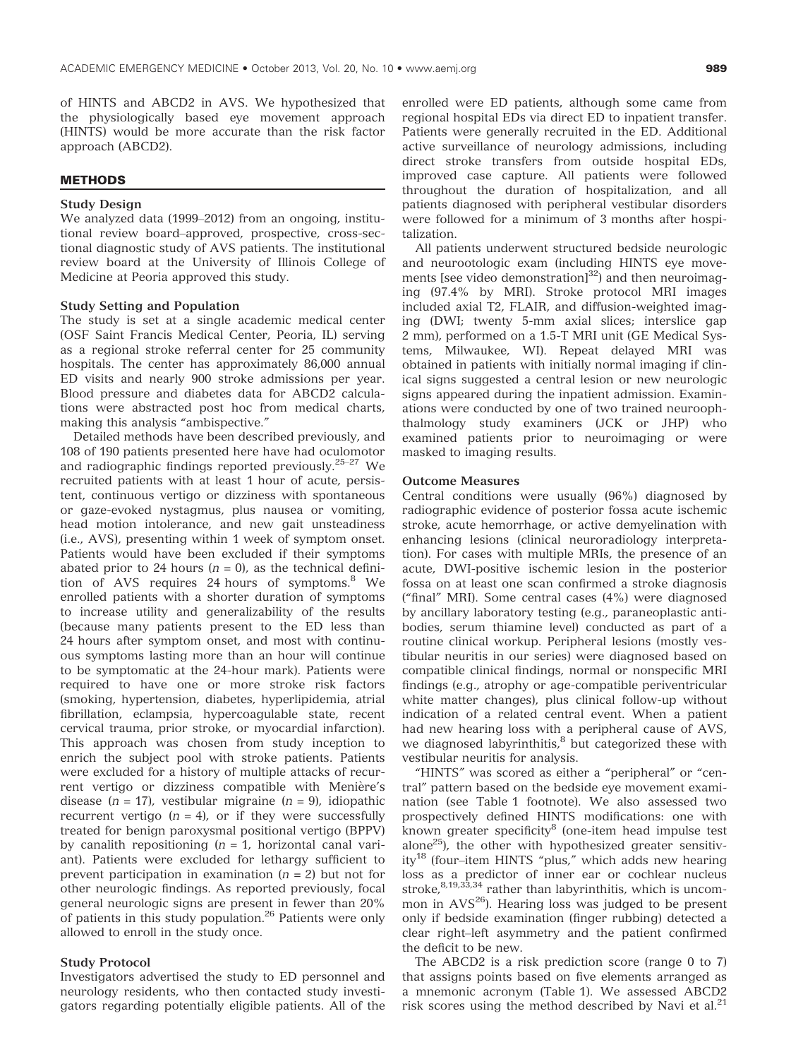of HINTS and ABCD2 in AVS. We hypothesized that the physiologically based eye movement approach (HINTS) would be more accurate than the risk factor approach (ABCD2).

## METHODS

### Study Design

We analyzed data (1999–2012) from an ongoing, institutional review board–approved, prospective, cross-sectional diagnostic study of AVS patients. The institutional review board at the University of Illinois College of Medicine at Peoria approved this study.

### Study Setting and Population

The study is set at a single academic medical center (OSF Saint Francis Medical Center, Peoria, IL) serving as a regional stroke referral center for 25 community hospitals. The center has approximately 86,000 annual ED visits and nearly 900 stroke admissions per year. Blood pressure and diabetes data for ABCD2 calculations were abstracted post hoc from medical charts, making this analysis "ambispective."

Detailed methods have been described previously, and 108 of 190 patients presented here have had oculomotor and radiographic findings reported previously.[25–27] We recruited patients with at least 1 hour of acute, persistent, continuous vertigo or dizziness with spontaneous or gaze-evoked nystagmus, plus nausea or vomiting, head motion intolerance, and new gait unsteadiness (i.e., AVS), presenting within 1 week of symptom onset. Patients would have been excluded if their symptoms abated prior to 24 hours ($n = 0$), as the technical definition of AVS requires 24 hours of symptoms.[8] We enrolled patients with a shorter duration of symptoms to increase utility and generalizability of the results (because many patients present to the ED less than 24 hours after symptom onset, and most with continuous symptoms lasting more than an hour will continue to be symptomatic at the 24-hour mark). Patients were required to have one or more stroke risk factors (smoking, hypertension, diabetes, hyperlipidemia, atrial fibrillation, eclampsia, hypercoagulable state, recent cervical trauma, prior stroke, or myocardial infarction). This approach was chosen from study inception to enrich the subject pool with stroke patients. Patients were excluded for a history of multiple attacks of recurrent vertigo or dizziness compatible with Menière's disease ($n = 17$), vestibular migraine ($n = 9$), idiopathic recurrent vertigo ($n = 4$), or if they were successfully treated for benign paroxysmal positional vertigo (BPPV) by canalith repositioning ($n = 1$, horizontal canal variant). Patients were excluded for lethargy sufficient to prevent participation in examination ($n = 2$) but not for other neurologic findings. As reported previously, focal general neurologic signs are present in fewer than 20% of patients in this study population.[26] Patients were only allowed to enroll in the study once.

### Study Protocol

Investigators advertised the study to ED personnel and neurology residents, who then contacted study investigators regarding potentially eligible patients. All of the enrolled were ED patients, although some came from regional hospital EDs via direct ED to inpatient transfer. Patients were generally recruited in the ED. Additional active surveillance of neurology admissions, including direct stroke transfers from outside hospital EDs, improved case capture. All patients were followed throughout the duration of hospitalization, and all patients diagnosed with peripheral vestibular disorders were followed for a minimum of 3 months after hospitalization.

All patients underwent structured bedside neurologic and neurootologic exam (including HINTS eye movements [see video demonstration][32]) and then neuroimaging (97.4% by MRI). Stroke protocol MRI images included axial T2, FLAIR, and diffusion-weighted imaging (DWI; twenty 5-mm axial slices; interslice gap 2 mm), performed on a 1.5-T MRI unit (GE Medical Systems, Milwaukee, WI). Repeat delayed MRI was obtained in patients with initially normal imaging if clinical signs suggested a central lesion or new neurologic signs appeared during the inpatient admission. Examinations were conducted by one of two trained neuroophthalmology study examiners (JCK or JHP) who examined patients prior to neuroimaging or were masked to imaging results.

### Outcome Measures

Central conditions were usually (96%) diagnosed by radiographic evidence of posterior fossa acute ischemic stroke, acute hemorrhage, or active demyelination with enhancing lesions (clinical neuroradiology interpretation). For cases with multiple MRIs, the presence of an acute, DWI-positive ischemic lesion in the posterior fossa on at least one scan confirmed a stroke diagnosis ("final" MRI). Some central cases (4%) were diagnosed by ancillary laboratory testing (e.g., paraneoplastic antibodies, serum thiamine level) conducted as part of a routine clinical workup. Peripheral lesions (mostly vestibular neuritis in our series) were diagnosed based on compatible clinical findings, normal or nonspecific MRI findings (e.g., atrophy or age-compatible periventricular white matter changes), plus clinical follow-up without indication of a related central event. When a patient had new hearing loss with a peripheral cause of AVS, we diagnosed labyrinthitis,[8] but categorized these with vestibular neuritis for analysis.

"HINTS" was scored as either a "peripheral" or "central" pattern based on the bedside eye movement examination (see Table 1 footnote). We also assessed two prospectively defined HINTS modifications: one with known greater specificity[8] (one-item head impulse test alone[25]), the other with hypothesized greater sensitivity[18] (four–item HINTS "plus," which adds new hearing loss as a predictor of inner ear or cochlear nucleus stroke,[8,19,33,34] rather than labyrinthitis, which is uncommon in AVS[26]). Hearing loss was judged to be present only if bedside examination (finger rubbing) detected a clear right–left asymmetry and the patient confirmed the deficit to be new.

The ABCD2 is a risk prediction score (range 0 to 7) that assigns points based on five elements arranged as a mnemonic acronym (Table 1). We assessed ABCD2 risk scores using the method described by Navi et al.[21]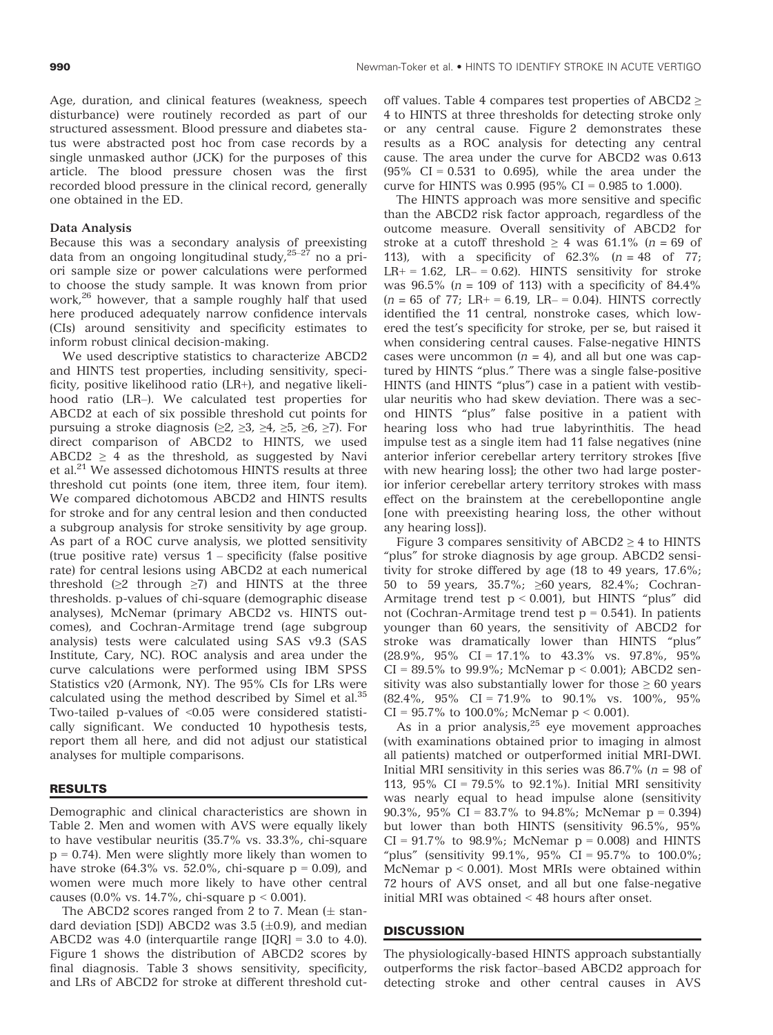Age, duration, and clinical features (weakness, speech disturbance) were routinely recorded as part of our structured assessment. Blood pressure and diabetes status were abstracted post hoc from case records by a single unmasked author (JCK) for the purposes of this article. The blood pressure chosen was the first recorded blood pressure in the clinical record, generally one obtained in the ED.

### Data Analysis

Because this was a secondary analysis of preexisting data from an ongoing longitudinal study,[25–27] no a priori sample size or power calculations were performed to choose the study sample. It was known from prior work,[26] however, that a sample roughly half that used here produced adequately narrow confidence intervals (CIs) around sensitivity and specificity estimates to inform robust clinical decision-making.

We used descriptive statistics to characterize ABCD2 and HINTS test properties, including sensitivity, specificity, positive likelihood ratio (LR+), and negative likelihood ratio (LR–). We calculated test properties for ABCD2 at each of six possible threshold cut points for pursuing a stroke diagnosis ($\geq 2$, $\geq 3$, $\geq 4$, $\geq 5$, $\geq 6$, $\geq 7$). For direct comparison of ABCD2 to HINTS, we used ABCD2 $\geq$ 4 as the threshold, as suggested by Navi et al.[21] We assessed dichotomous HINTS results at three threshold cut points (one item, three item, four item). We compared dichotomous ABCD2 and HINTS results for stroke and for any central lesion and then conducted a subgroup analysis for stroke sensitivity by age group. As part of a ROC curve analysis, we plotted sensitivity (true positive rate) versus 1 – specificity (false positive rate) for central lesions using ABCD2 at each numerical threshold ($\geq 2$ through $\geq 7$) and HINTS at the three thresholds. p-values of chi-square (demographic disease analyses), McNemar (primary ABCD2 vs. HINTS outcomes), and Cochran-Armitage trend (age subgroup analysis) tests were calculated using SAS v9.3 (SAS Institute, Cary, NC). ROC analysis and area under the curve calculations were performed using IBM SPSS Statistics v20 (Armonk, NY). The 95% CIs for LRs were calculated using the method described by Simel et al.[35] Two-tailed p-values of <0.05 were considered statistically significant. We conducted 10 hypothesis tests, report them all here, and did not adjust our statistical analyses for multiple comparisons.

## RESULTS

Demographic and clinical characteristics are shown in Table 2. Men and women with AVS were equally likely to have vestibular neuritis (35.7% vs. 33.3%, chi-square p = 0.74). Men were slightly more likely than women to have stroke (64.3% vs. 52.0%, chi-square p = 0.09), and women were much more likely to have other central causes (0.0% vs. 14.7%, chi-square p < 0.001).

The ABCD2 scores ranged from 2 to 7. Mean ($\pm$ standard deviation [SD]) ABCD2 was 3.5 ($\pm$0.9), and median ABCD2 was 4.0 (interquartile range [IQR] = 3.0 to 4.0). Figure 1 shows the distribution of ABCD2 scores by final diagnosis. Table 3 shows sensitivity, specificity, and LRs of ABCD2 for stroke at different threshold cutoff values. Table 4 compares test properties of ABCD2 $\geq$ 4 to HINTS at three thresholds for detecting stroke only or any central cause. Figure 2 demonstrates these results as a ROC analysis for detecting any central cause. The area under the curve for ABCD2 was 0.613 (95% CI = 0.531 to 0.695), while the area under the curve for HINTS was 0.995 (95% CI = 0.985 to 1.000).

The HINTS approach was more sensitive and specific than the ABCD2 risk factor approach, regardless of the outcome measure. Overall sensitivity of ABCD2 for stroke at a cutoff threshold $\geq$ 4 was 61.1% (*n* = 69 of 113), with a specificity of 62.3% (*n* = 48 of 77; LR+ = 1.62, LR– = 0.62). HINTS sensitivity for stroke was 96.5% (*n* = 109 of 113) with a specificity of 84.4% (*n* = 65 of 77; LR+ = 6.19, LR– = 0.04). HINTS correctly identified the 11 central, nonstroke cases, which lowered the test's specificity for stroke, per se, but raised it when considering central causes. False-negative HINTS cases were uncommon (*n* = 4), and all but one was captured by HINTS "plus." There was a single false-positive HINTS (and HINTS "plus") case in a patient with vestibular neuritis who had skew deviation. There was a second HINTS "plus" false positive in a patient with hearing loss who had true labyrinthitis. The head impulse test as a single item had 11 false negatives (nine anterior inferior cerebellar artery territory strokes [five with new hearing loss]; the other two had large posterior inferior cerebellar artery territory strokes with mass effect on the brainstem at the cerebellopontine angle [one with preexisting hearing loss, the other without any hearing loss]).

Figure 3 compares sensitivity of ABCD2 $\geq$ 4 to HINTS "plus" for stroke diagnosis by age group. ABCD2 sensitivity for stroke differed by age (18 to 49 years, 17.6%; 50 to 59 years, 35.7%; $\geq$60 years, 82.4%; Cochran-Armitage trend test p < 0.001), but HINTS "plus" did not (Cochran-Armitage trend test p = 0.541). In patients younger than 60 years, the sensitivity of ABCD2 for stroke was dramatically lower than HINTS "plus" (28.9%, 95% CI = 17.1% to 43.3% vs. 97.8%, 95% CI = 89.5% to 99.9%; McNemar p < 0.001); ABCD2 sensitivity was also substantially lower for those $\geq$ 60 years (82.4%, 95% CI = 71.9% to 90.1% vs. 100%, 95% CI = 95.7% to 100.0%; McNemar p < 0.001).

As in a prior analysis,[25] eye movement approaches (with examinations obtained prior to imaging in almost all patients) matched or outperformed initial MRI-DWI. Initial MRI sensitivity in this series was 86.7% (*n* = 98 of 113, 95% CI = 79.5% to 92.1%). Initial MRI sensitivity was nearly equal to head impulse alone (sensitivity 90.3%, 95% CI = 83.7% to 94.8%; McNemar p = 0.394) but lower than both HINTS (sensitivity 96.5%, 95% CI = 91.7% to 98.9%; McNemar p = 0.008) and HINTS "plus" (sensitivity 99.1%, 95% CI = 95.7% to 100.0%; McNemar p < 0.001). Most MRIs were obtained within 72 hours of AVS onset, and all but one false-negative initial MRI was obtained < 48 hours after onset.

## DISCUSSION

The physiologically-based HINTS approach substantially outperforms the risk factor–based ABCD2 approach for detecting stroke and other central causes in AVS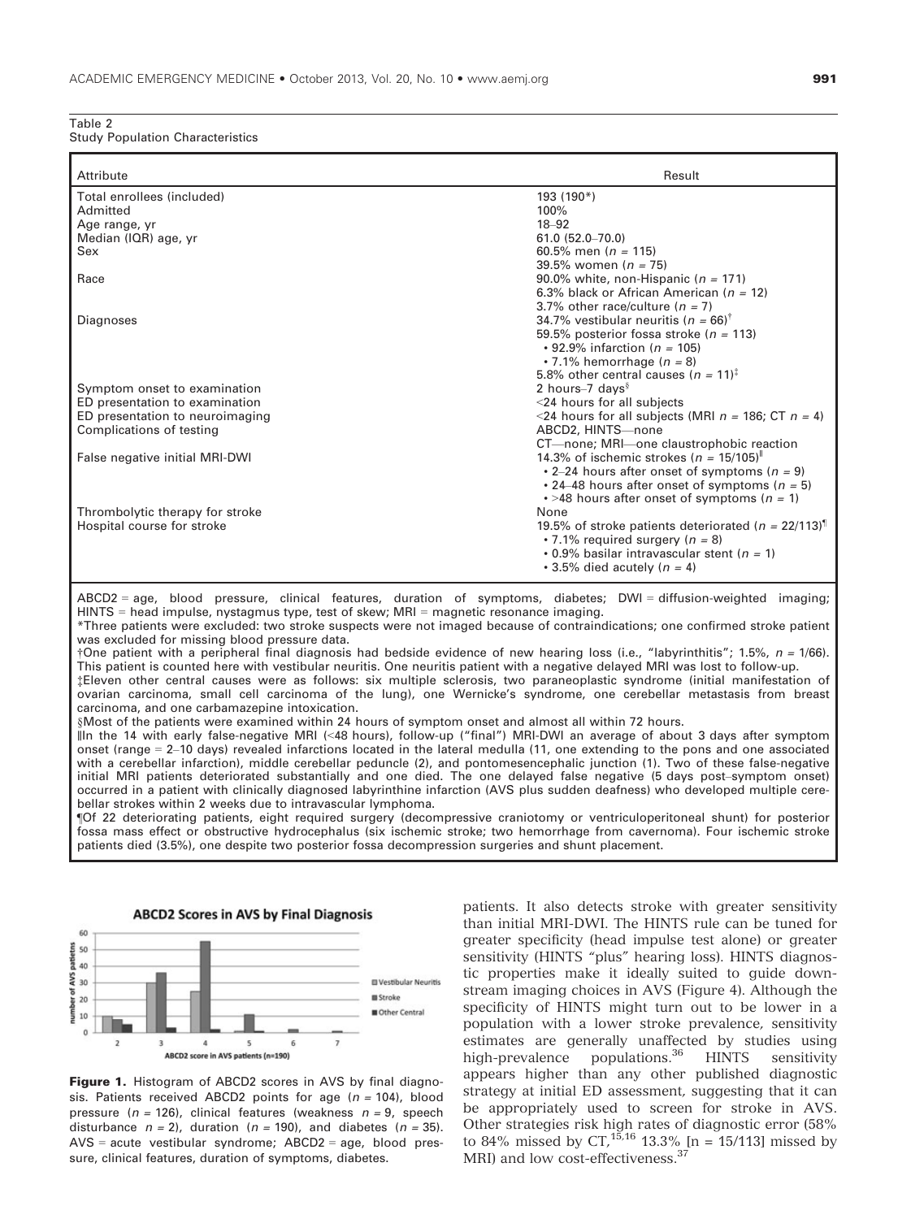Table 2
Study Population Characteristics

| Attribute | Result |
|---|---|
| Total enrollees (included) | 193 (190*) |
| Admitted | 100% |
| Age range, yr | 18–92 |
| Median (IQR) age, yr | 61.0 (52.0–70.0) |
| Sex | 60.5% men ($n$ = 115)<br>39.5% women ($n$ = 75) |
| Race | 90.0% white, non-Hispanic ($n$ = 171)<br>6.3% black or African American ($n$ = 12)<br>3.7% other race/culture ($n$ = 7) |
| Diagnoses | 34.7% vestibular neuritis ($n$ = 66)[†]<br>59.5% posterior fossa stroke ($n$ = 113)<br>• 92.9% infarction ($n$ = 105)<br>• 7.1% hemorrhage ($n$ = 8)<br>5.8% other central causes ($n$ = 11)[‡] |
| Symptom onset to examination | 2 hours–7 days[§] |
| ED presentation to examination | <24 hours for all subjects |
| ED presentation to neuroimaging | <24 hours for all subjects (MRI $n$ = 186; CT $n$ = 4) |
| Complications of testing | ABCD2, HINTS—none<br>CT—none; MRI—one claustrophobic reaction |
| False negative initial MRI-DWI | 14.3% of ischemic strokes ($n$ = 15/105)[‖]<br>• 2–24 hours after onset of symptoms ($n$ = 9)<br>• 24–48 hours after onset of symptoms ($n$ = 5)<br>• >48 hours after onset of symptoms ($n$ = 1) |
| Thrombolytic therapy for stroke | None |
| Hospital course for stroke | 19.5% of stroke patients deteriorated ($n$ = 22/113)[¶]<br>• 7.1% required surgery ($n$ = 8)<br>• 0.9% basilar intravascular stent ($n$ = 1)<br>• 3.5% died acutely ($n$ = 4) |

ABCD2 = age, blood pressure, clinical features, duration of symptoms, diabetes; DWI = diffusion-weighted imaging; HINTS = head impulse, nystagmus type, test of skew; MRI = magnetic resonance imaging.

*Three patients were excluded: two stroke suspects were not imaged because of contraindications; one confirmed stroke patient was excluded for missing blood pressure data.

†One patient with a peripheral final diagnosis had bedside evidence of new hearing loss (i.e., "labyrinthitis"; 1.5%, $n$ = 1/66). This patient is counted here with vestibular neuritis. One neuritis patient with a negative delayed MRI was lost to follow-up.

‡Eleven other central causes were as follows: six multiple sclerosis, two paraneoplastic syndrome (initial manifestation of ovarian carcinoma, small cell carcinoma of the lung), one Wernicke's syndrome, one cerebellar metastasis from breast carcinoma, and one carbamazepine intoxication.

§Most of the patients were examined within 24 hours of symptom onset and almost all within 72 hours.

‖In the 14 with early false-negative MRI (<48 hours), follow-up ("final") MRI-DWI an average of about 3 days after symptom onset (range = 2–10 days) revealed infarctions located in the lateral medulla (11, one extending to the pons and one associated with a cerebellar infarction), middle cerebellar peduncle (2), and pontomesencephalic junction (1). Two of these false-negative initial MRI patients deteriorated substantially and one died. The one delayed false negative (5 days post–symptom onset) occurred in a patient with clinically diagnosed labyrinthine infarction (AVS plus sudden deafness) who developed multiple cerebellar strokes within 2 weeks due to intravascular lymphoma.

¶Of 22 deteriorating patients, eight required surgery (decompressive craniotomy or ventriculoperitoneal shunt) for posterior fossa mass effect or obstructive hydrocephalus (six ischemic stroke; two hemorrhage from cavernoma). Four ischemic stroke patients died (3.5%), one despite two posterior fossa decompression surgeries and shunt placement.

**Figure 1.** Histogram of ABCD2 scores in AVS by final diagnosis. Patients received ABCD2 points for age ($n$ = 104), blood pressure ($n$ = 126), clinical features (weakness $n$ = 9, speech disturbance $n$ = 2), duration ($n$ = 190), and diabetes ($n$ = 35). AVS = acute vestibular syndrome; ABCD2 = age, blood pressure, clinical features, duration of symptoms, diabetes.

patients. It also detects stroke with greater sensitivity than initial MRI-DWI. The HINTS rule can be tuned for greater specificity (head impulse test alone) or greater sensitivity (HINTS "plus" hearing loss). HINTS diagnostic properties make it ideally suited to guide downstream imaging choices in AVS (Figure 4). Although the specificity of HINTS might turn out to be lower in a population with a lower stroke prevalence, sensitivity estimates are generally unaffected by studies using high-prevalence populations.[36] HINTS sensitivity appears higher than any other published diagnostic strategy at initial ED assessment, suggesting that it can be appropriately used to screen for stroke in AVS. Other strategies risk high rates of diagnostic error (58% to 84% missed by CT,[15,16] 13.3% [n = 15/113] missed by MRI) and low cost-effectiveness.[37]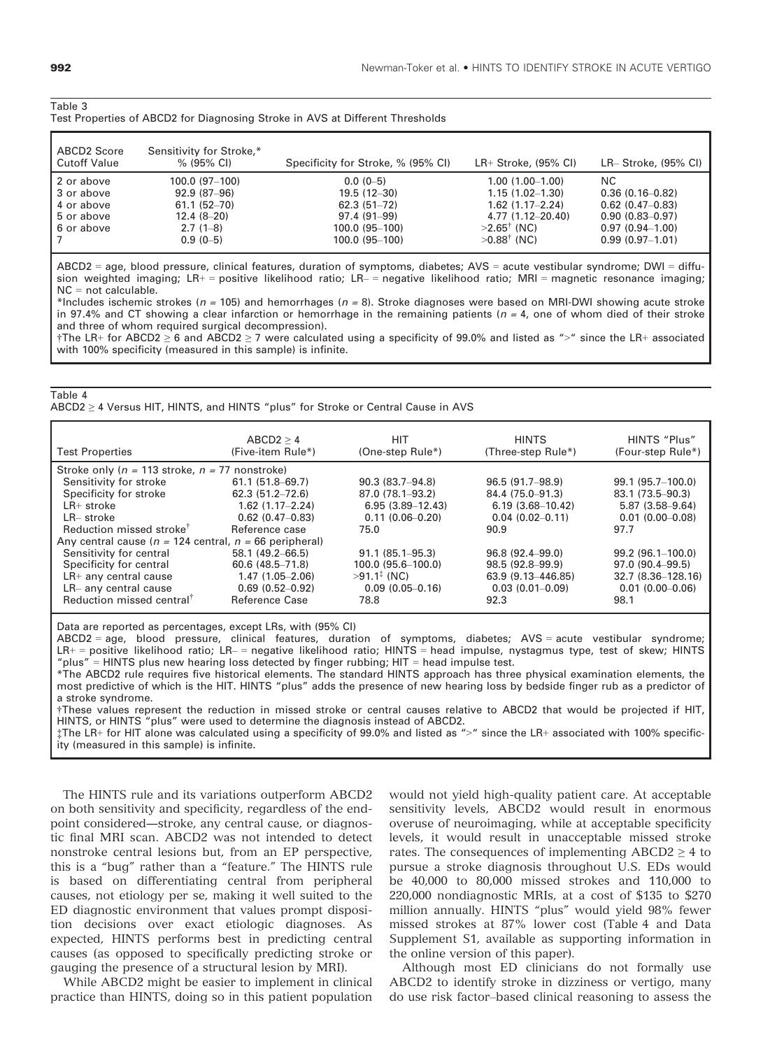Table 3
Test Properties of ABCD2 for Diagnosing Stroke in AVS at Different Thresholds

| ABCD2 Score Cutoff Value | Sensitivity for Stroke,* % (95% CI) | Specificity for Stroke, % (95% CI) | LR+ Stroke, (95% CI) | LR– Stroke, (95% CI) |
|---|---|---|---|---|
| 2 or above | 100.0 (97–100) | 0.0 (0–5) | 1.00 (1.00–1.00) | NC |
| 3 or above | 92.9 (87–96) | 19.5 (12–30) | 1.15 (1.02–1.30) | 0.36 (0.16–0.82) |
| 4 or above | 61.1 (52–70) | 62.3 (51–72) | 1.62 (1.17–2.24) | 0.62 (0.47–0.83) |
| 5 or above | 12.4 (8–20) | 97.4 (91–99) | 4.77 (1.12–20.40) | 0.90 (0.83–0.97) |
| 6 or above | 2.7 (1–8) | 100.0 (95–100) | >2.65† (NC) | 0.97 (0.94–1.00) |
| 7 | 0.9 (0–5) | 100.0 (95–100) | >0.88† (NC) | 0.99 (0.97–1.01) |

ABCD2 = age, blood pressure, clinical features, duration of symptoms, diabetes; AVS = acute vestibular syndrome; DWI = diffusion weighted imaging; LR+ = positive likelihood ratio; LR– = negative likelihood ratio; MRI = magnetic resonance imaging; NC = not calculable.
*Includes ischemic strokes ($n = 105$) and hemorrhages ($n = 8$). Stroke diagnoses were based on MRI-DWI showing acute stroke in 97.4% and CT showing a clear infarction or hemorrhage in the remaining patients ($n = 4$, one of whom died of their stroke and three of whom required surgical decompression).
†The LR+ for ABCD2 ≥ 6 and ABCD2 ≥ 7 were calculated using a specificity of 99.0% and listed as ">" since the LR+ associated with 100% specificity (measured in this sample) is infinite.

Table 4
ABCD2 ≥ 4 Versus HIT, HINTS, and HINTS "plus" for Stroke or Central Cause in AVS

| Test Properties | ABCD2 ≥ 4 (Five-item Rule*) | HIT (One-step Rule*) | HINTS (Three-step Rule*) | HINTS "Plus" (Four-step Rule*) |
|---|---|---|---|---|
| Stroke only ($n = 113$ stroke, $n = 77$ nonstroke) | | | | |
| Sensitivity for stroke | 61.1 (51.8–69.7) | 90.3 (83.7–94.8) | 96.5 (91.7–98.9) | 99.1 (95.7–100.0) |
| Specificity for stroke | 62.3 (51.2–72.6) | 87.0 (78.1–93.2) | 84.4 (75.0–91.3) | 83.1 (73.5–90.3) |
| LR+ stroke | 1.62 (1.17–2.24) | 6.95 (3.89–12.43) | 6.19 (3.68–10.42) | 5.87 (3.58–9.64) |
| LR– stroke | 0.62 (0.47–0.83) | 0.11 (0.06–0.20) | 0.04 (0.02–0.11) | 0.01 (0.00–0.08) |
| Reduction missed stroke† | Reference case | 75.0 | 90.9 | 97.7 |
| Any central cause ($n = 124$ central, $n = 66$ peripheral) | | | | |
| Sensitivity for central | 58.1 (49.2–66.5) | 91.1 (85.1–95.3) | 96.8 (92.4–99.0) | 99.2 (96.1–100.0) |
| Specificity for central | 60.6 (48.5–71.8) | 100.0 (95.6–100.0) | 98.5 (92.8–99.9) | 97.0 (90.4–99.5) |
| LR+ any central cause | 1.47 (1.05–2.06) | >91.1‡ (NC) | 63.9 (9.13–446.85) | 32.7 (8.36–128.16) |
| LR– any central cause | 0.69 (0.52–0.92) | 0.09 (0.05–0.16) | 0.03 (0.01–0.09) | 0.01 (0.00–0.06) |
| Reduction missed central† | Reference Case | 78.8 | 92.3 | 98.1 |

Data are reported as percentages, except LRs, with (95% CI)
ABCD2 = age, blood pressure, clinical features, duration of symptoms, diabetes; AVS = acute vestibular syndrome; LR+ = positive likelihood ratio; LR– = negative likelihood ratio; HINTS = head impulse, nystagmus type, test of skew; HINTS "plus" = HINTS plus new hearing loss detected by finger rubbing; HIT = head impulse test.
*The ABCD2 rule requires five historical elements. The standard HINTS approach has three physical examination elements, the most predictive of which is the HIT. HINTS "plus" adds the presence of new hearing loss by bedside finger rub as a predictor of a stroke syndrome.
†These values represent the reduction in missed stroke or central causes relative to ABCD2 that would be projected if HIT, HINTS, or HINTS "plus" were used to determine the diagnosis instead of ABCD2.
‡The LR+ for HIT alone was calculated using a specificity of 99.0% and listed as ">" since the LR+ associated with 100% specificity (measured in this sample) is infinite.

The HINTS rule and its variations outperform ABCD2 on both sensitivity and specificity, regardless of the endpoint considered—stroke, any central cause, or diagnostic final MRI scan. ABCD2 was not intended to detect nonstroke central lesions but, from an EP perspective, this is a "bug" rather than a "feature." The HINTS rule is based on differentiating central from peripheral causes, not etiology per se, making it well suited to the ED diagnostic environment that values prompt disposition decisions over exact etiologic diagnoses. As expected, HINTS performs best in predicting central causes (as opposed to specifically predicting stroke or gauging the presence of a structural lesion by MRI).

While ABCD2 might be easier to implement in clinical practice than HINTS, doing so in this patient population would not yield high-quality patient care. At acceptable sensitivity levels, ABCD2 would result in enormous overuse of neuroimaging, while at acceptable specificity levels, it would result in unacceptable missed stroke rates. The consequences of implementing ABCD2 ≥ 4 to pursue a stroke diagnosis throughout U.S. EDs would be 40,000 to 80,000 missed strokes and 110,000 to 220,000 nondiagnostic MRIs, at a cost of \$135 to \$270 million annually. HINTS "plus" would yield 98% fewer missed strokes at 87% lower cost (Table 4 and Data Supplement S1, available as supporting information in the online version of this paper).

Although most ED clinicians do not formally use ABCD2 to identify stroke in dizziness or vertigo, many do use risk factor–based clinical reasoning to assess the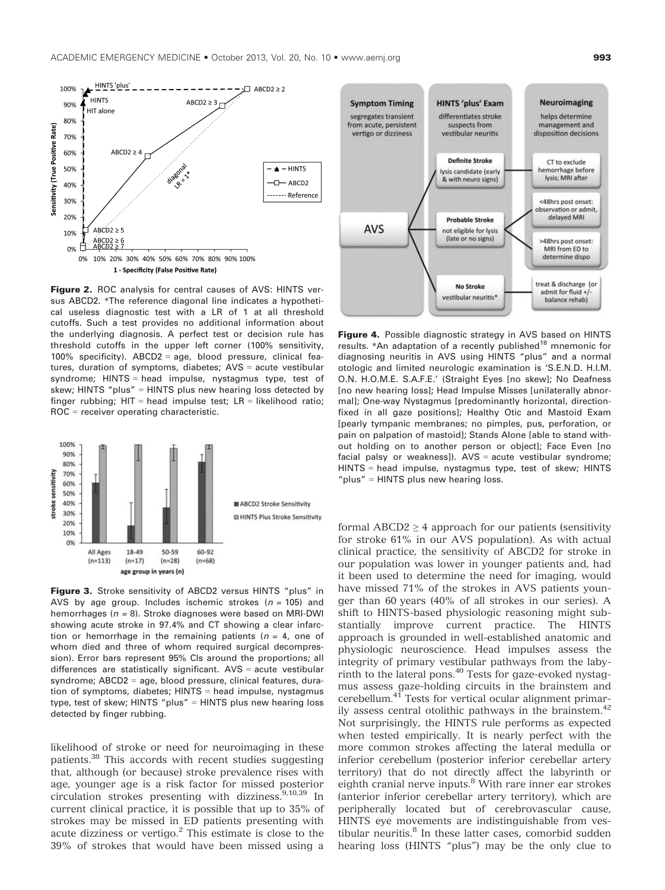**Figure 2.** ROC analysis for central causes of AVS: HINTS versus ABCD2. *The reference diagonal line indicates a hypothetical useless diagnostic test with a LR of 1 at all threshold cutoffs. Such a test provides no additional information about the underlying diagnosis. A perfect test or decision rule has threshold cutoffs in the upper left corner (100% sensitivity, 100% specificity). ABCD2 = age, blood pressure, clinical features, duration of symptoms, diabetes; AVS = acute vestibular syndrome; HINTS = head impulse, nystagmus type, test of skew; HINTS "plus" = HINTS plus new hearing loss detected by finger rubbing; HIT = head impulse test; LR = likelihood ratio; ROC = receiver operating characteristic.

**Figure 3.** Stroke sensitivity of ABCD2 versus HINTS "plus" in AVS by age group. Includes ischemic strokes ($n = 105$) and hemorrhages ($n = 8$). Stroke diagnoses were based on MRI-DWI showing acute stroke in 97.4% and CT showing a clear infarction or hemorrhage in the remaining patients ($n = 4$, one of whom died and three of whom required surgical decompression). Error bars represent 95% CIs around the proportions; all differences are statistically significant. AVS = acute vestibular syndrome; ABCD2 = age, blood pressure, clinical features, duration of symptoms, diabetes; HINTS = head impulse, nystagmus type, test of skew; HINTS "plus" = HINTS plus new hearing loss detected by finger rubbing.

**Figure 4.** Possible diagnostic strategy in AVS based on HINTS results. *An adaptation of a recently published[18] mnemonic for diagnosing neuritis in AVS using HINTS "plus" and a normal otologic and limited neurologic examination is 'S.E.N.D. H.I.M. O.N. H.O.M.E. S.A.F.E.' (Straight Eyes [no skew]; No Deafness [no new hearing loss]; Head Impulse Misses [unilaterally abnormal]; One-way Nystagmus [predominantly horizontal, direction-fixed in all gaze positions]; Healthy Otic and Mastoid Exam [pearly tympanic membranes; no pimples, pus, perforation, or pain on palpation of mastoid]; Stands Alone [able to stand without holding on to another person or object]; Face Even [no facial palsy or weakness]). AVS = acute vestibular syndrome; HINTS = head impulse, nystagmus type, test of skew; HINTS "plus" = HINTS plus new hearing loss.

likelihood of stroke or need for neuroimaging in these patients.[38] This accords with recent studies suggesting that, although (or because) stroke prevalence rises with age, younger age is a risk factor for missed posterior circulation strokes presenting with dizziness.[9,10,39] In current clinical practice, it is possible that up to 35% of strokes may be missed in ED patients presenting with acute dizziness or vertigo.[2] This estimate is close to the 39% of strokes that would have been missed using a formal ABCD2 $\geq 4$ approach for our patients (sensitivity for stroke 61% in our AVS population). As with actual clinical practice, the sensitivity of ABCD2 for stroke in our population was lower in younger patients and, had it been used to determine the need for imaging, would have missed 71% of the strokes in AVS patients younger than 60 years (40% of all strokes in our series). A shift to HINTS-based physiologic reasoning might substantially improve current practice. The HINTS approach is grounded in well-established anatomic and physiologic neuroscience. Head impulses assess the integrity of primary vestibular pathways from the labyrinth to the lateral pons.[40] Tests for gaze-evoked nystagmus assess gaze-holding circuits in the brainstem and cerebellum.[41] Tests for vertical ocular alignment primarily assess central otolithic pathways in the brainstem.[42] Not surprisingly, the HINTS rule performs as expected when tested empirically. It is nearly perfect with the more common strokes affecting the lateral medulla or inferior cerebellum (posterior inferior cerebellar artery territory) that do not directly affect the labyrinth or eighth cranial nerve inputs.[8] With rare inner ear strokes (anterior inferior cerebellar artery territory), which are peripherally located but of cerebrovascular cause, HINTS eye movements are indistinguishable from vestibular neuritis.[8] In these latter cases, comorbid sudden hearing loss (HINTS "plus") may be the only clue to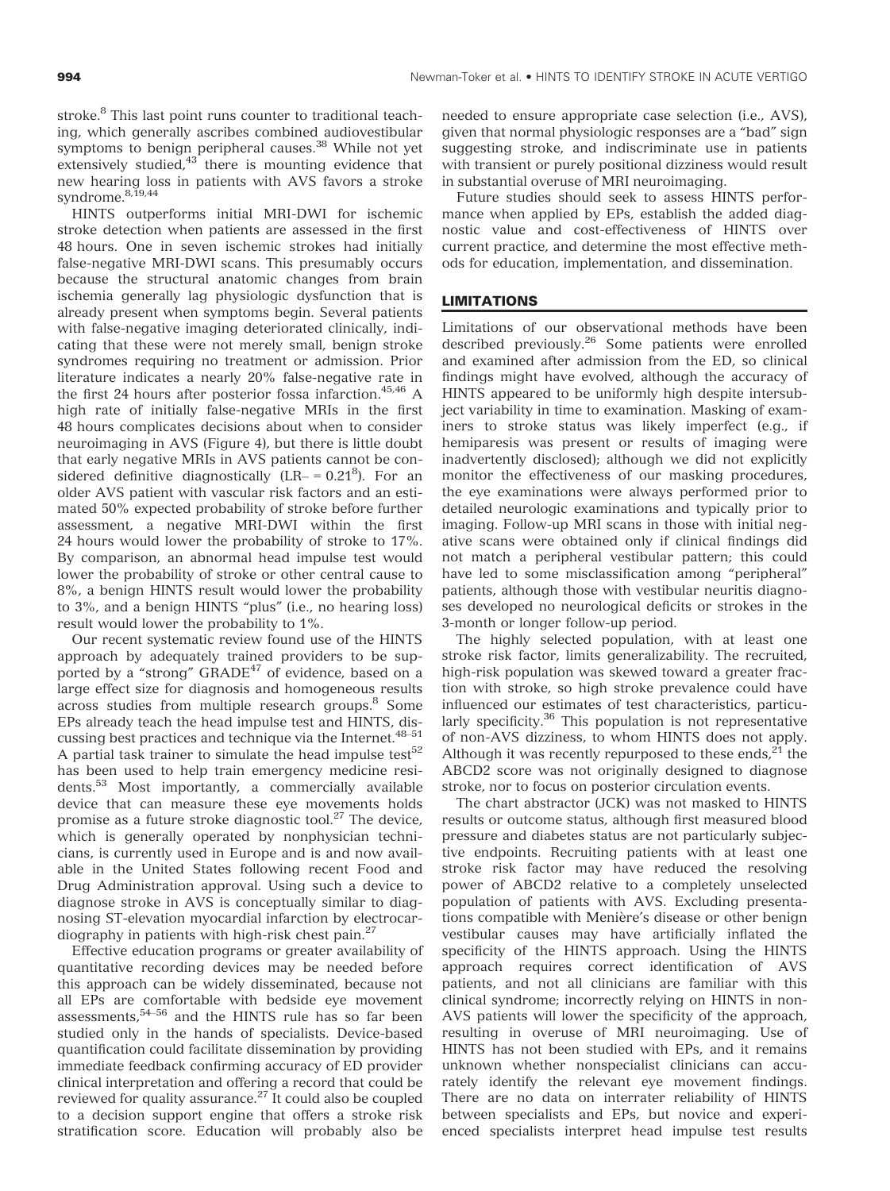stroke.[8] This last point runs counter to traditional teaching, which generally ascribes combined audiovestibular symptoms to benign peripheral causes.[38] While not yet extensively studied,[43] there is mounting evidence that new hearing loss in patients with AVS favors a stroke syndrome.[8,19,44]

HINTS outperforms initial MRI-DWI for ischemic stroke detection when patients are assessed in the first 48 hours. One in seven ischemic strokes had initially false-negative MRI-DWI scans. This presumably occurs because the structural anatomic changes from brain ischemia generally lag physiologic dysfunction that is already present when symptoms begin. Several patients with false-negative imaging deteriorated clinically, indicating that these were not merely small, benign stroke syndromes requiring no treatment or admission. Prior literature indicates a nearly 20% false-negative rate in the first 24 hours after posterior fossa infarction.[45,46] A high rate of initially false-negative MRIs in the first 48 hours complicates decisions about when to consider neuroimaging in AVS (Figure 4), but there is little doubt that early negative MRIs in AVS patients cannot be considered definitive diagnostically (LR– = 0.21[8]). For an older AVS patient with vascular risk factors and an estimated 50% expected probability of stroke before further assessment, a negative MRI-DWI within the first 24 hours would lower the probability of stroke to 17%. By comparison, an abnormal head impulse test would lower the probability of stroke or other central cause to 8%, a benign HINTS result would lower the probability to 3%, and a benign HINTS "plus" (i.e., no hearing loss) result would lower the probability to 1%.

Our recent systematic review found use of the HINTS approach by adequately trained providers to be supported by a "strong" GRADE[47] of evidence, based on a large effect size for diagnosis and homogeneous results across studies from multiple research groups.[8] Some EPs already teach the head impulse test and HINTS, discussing best practices and technique via the Internet.[48–51] A partial task trainer to simulate the head impulse test[52] has been used to help train emergency medicine residents.[53] Most importantly, a commercially available device that can measure these eye movements holds promise as a future stroke diagnostic tool.[27] The device, which is generally operated by nonphysician technicians, is currently used in Europe and is and now available in the United States following recent Food and Drug Administration approval. Using such a device to diagnose stroke in AVS is conceptually similar to diagnosing ST-elevation myocardial infarction by electrocardiography in patients with high-risk chest pain.[27]

Effective education programs or greater availability of quantitative recording devices may be needed before this approach can be widely disseminated, because not all EPs are comfortable with bedside eye movement assessments,[54–56] and the HINTS rule has so far been studied only in the hands of specialists. Device-based quantification could facilitate dissemination by providing immediate feedback confirming accuracy of ED provider clinical interpretation and offering a record that could be reviewed for quality assurance.[27] It could also be coupled to a decision support engine that offers a stroke risk stratification score. Education will probably also be needed to ensure appropriate case selection (i.e., AVS), given that normal physiologic responses are a "bad" sign suggesting stroke, and indiscriminate use in patients with transient or purely positional dizziness would result in substantial overuse of MRI neuroimaging.

Future studies should seek to assess HINTS performance when applied by EPs, establish the added diagnostic value and cost-effectiveness of HINTS over current practice, and determine the most effective methods for education, implementation, and dissemination.

## LIMITATIONS

Limitations of our observational methods have been described previously.[26] Some patients were enrolled and examined after admission from the ED, so clinical findings might have evolved, although the accuracy of HINTS appeared to be uniformly high despite intersubject variability in time to examination. Masking of examiners to stroke status was likely imperfect (e.g., if hemiparesis was present or results of imaging were inadvertently disclosed); although we did not explicitly monitor the effectiveness of our masking procedures, the eye examinations were always performed prior to detailed neurologic examinations and typically prior to imaging. Follow-up MRI scans in those with initial negative scans were obtained only if clinical findings did not match a peripheral vestibular pattern; this could have led to some misclassification among "peripheral" patients, although those with vestibular neuritis diagnoses developed no neurological deficits or strokes in the 3-month or longer follow-up period.

The highly selected population, with at least one stroke risk factor, limits generalizability. The recruited, high-risk population was skewed toward a greater fraction with stroke, so high stroke prevalence could have influenced our estimates of test characteristics, particularly specificity.[36] This population is not representative of non-AVS dizziness, to whom HINTS does not apply. Although it was recently repurposed to these ends,[21] the ABCD2 score was not originally designed to diagnose stroke, nor to focus on posterior circulation events.

The chart abstractor (JCK) was not masked to HINTS results or outcome status, although first measured blood pressure and diabetes status are not particularly subjective endpoints. Recruiting patients with at least one stroke risk factor may have reduced the resolving power of ABCD2 relative to a completely unselected population of patients with AVS. Excluding presentations compatible with Menière's disease or other benign vestibular causes may have artificially inflated the specificity of the HINTS approach. Using the HINTS approach requires correct identification of AVS patients, and not all clinicians are familiar with this clinical syndrome; incorrectly relying on HINTS in non-AVS patients will lower the specificity of the approach, resulting in overuse of MRI neuroimaging. Use of HINTS has not been studied with EPs, and it remains unknown whether nonspecialist clinicians can accurately identify the relevant eye movement findings. There are no data on interrater reliability of HINTS between specialists and EPs, but novice and experienced specialists interpret head impulse test results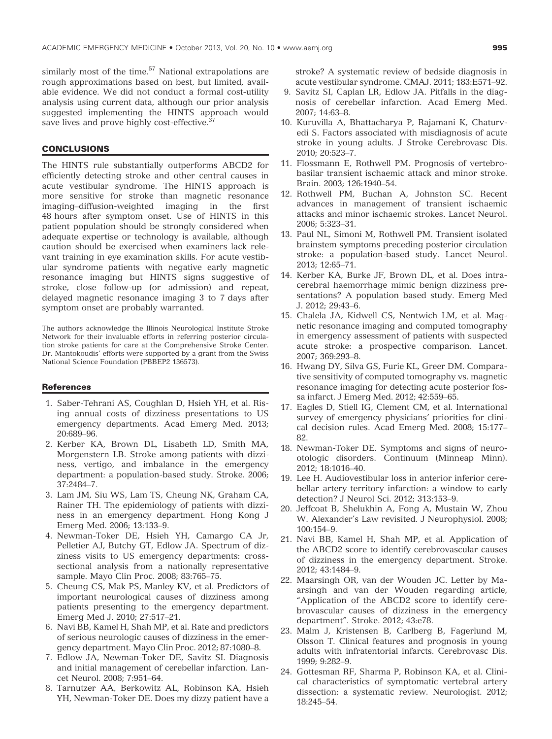similarly most of the time.[57] National extrapolations are rough approximations based on best, but limited, available evidence. We did not conduct a formal cost-utility analysis using current data, although our prior analysis suggested implementing the HINTS approach would save lives and prove highly cost-effective.[37]

## CONCLUSIONS

The HINTS rule substantially outperforms ABCD2 for efficiently detecting stroke and other central causes in acute vestibular syndrome. The HINTS approach is more sensitive for stroke than magnetic resonance imaging–diffusion-weighted imaging in the first 48 hours after symptom onset. Use of HINTS in this patient population should be strongly considered when adequate expertise or technology is available, although caution should be exercised when examiners lack relevant training in eye examination skills. For acute vestibular syndrome patients with negative early magnetic resonance imaging but HINTS signs suggestive of stroke, close follow-up (or admission) and repeat, delayed magnetic resonance imaging 3 to 7 days after symptom onset are probably warranted.

The authors acknowledge the Illinois Neurological Institute Stroke Network for their invaluable efforts in referring posterior circulation stroke patients for care at the Comprehensive Stroke Center. Dr. Mantokoudis' efforts were supported by a grant from the Swiss National Science Foundation (PBBEP2 136573).

## References

1. Saber-Tehrani AS, Coughlan D, Hsieh YH, et al. Rising annual costs of dizziness presentations to US emergency departments. Acad Emerg Med. 2013; 20:689–96.
2. Kerber KA, Brown DL, Lisabeth LD, Smith MA, Morgenstern LB. Stroke among patients with dizziness, vertigo, and imbalance in the emergency department: a population-based study. Stroke. 2006; 37:2484–7.
3. Lam JM, Siu WS, Lam TS, Cheung NK, Graham CA, Rainer TH. The epidemiology of patients with dizziness in an emergency department. Hong Kong J Emerg Med. 2006; 13:133–9.
4. Newman-Toker DE, Hsieh YH, Camargo CA Jr, Pelletier AJ, Butchy GT, Edlow JA. Spectrum of dizziness visits to US emergency departments: cross-sectional analysis from a nationally representative sample. Mayo Clin Proc. 2008; 83:765–75.
5. Cheung CS, Mak PS, Manley KV, et al. Predictors of important neurological causes of dizziness among patients presenting to the emergency department. Emerg Med J. 2010; 27:517–21.
6. Navi BB, Kamel H, Shah MP, et al. Rate and predictors of serious neurologic causes of dizziness in the emergency department. Mayo Clin Proc. 2012; 87:1080–8.
7. Edlow JA, Newman-Toker DE, Savitz SI. Diagnosis and initial management of cerebellar infarction. Lancet Neurol. 2008; 7:951–64.
8. Tarnutzer AA, Berkowitz AL, Robinson KA, Hsieh YH, Newman-Toker DE. Does my dizzy patient have a stroke? A systematic review of bedside diagnosis in acute vestibular syndrome. CMAJ. 2011; 183:E571–92.
9. Savitz SI, Caplan LR, Edlow JA. Pitfalls in the diagnosis of cerebellar infarction. Acad Emerg Med. 2007; 14:63–8.
10. Kuruvilla A, Bhattacharya P, Rajamani K, Chaturvedi S. Factors associated with misdiagnosis of acute stroke in young adults. J Stroke Cerebrovasc Dis. 2010; 20:523–7.
11. Flossmann E, Rothwell PM. Prognosis of vertebrobasilar transient ischaemic attack and minor stroke. Brain. 2003; 126:1940–54.
12. Rothwell PM, Buchan A, Johnston SC. Recent advances in management of transient ischaemic attacks and minor ischaemic strokes. Lancet Neurol. 2006; 5:323–31.
13. Paul NL, Simoni M, Rothwell PM. Transient isolated brainstem symptoms preceding posterior circulation stroke: a population-based study. Lancet Neurol. 2013; 12:65–71.
14. Kerber KA, Burke JF, Brown DL, et al. Does intracerebral haemorrhage mimic benign dizziness presentations? A population based study. Emerg Med J. 2012; 29:43–6.
15. Chalela JA, Kidwell CS, Nentwich LM, et al. Magnetic resonance imaging and computed tomography in emergency assessment of patients with suspected acute stroke: a prospective comparison. Lancet. 2007; 369:293–8.
16. Hwang DY, Silva GS, Furie KL, Greer DM. Comparative sensitivity of computed tomography vs. magnetic resonance imaging for detecting acute posterior fossa infarct. J Emerg Med. 2012; 42:559–65.
17. Eagles D, Stiell IG, Clement CM, et al. International survey of emergency physicians' priorities for clinical decision rules. Acad Emerg Med. 2008; 15:177–82.
18. Newman-Toker DE. Symptoms and signs of neuro-otologic disorders. Continuum (Minneap Minn). 2012; 18:1016–40.
19. Lee H. Audiovestibular loss in anterior inferior cerebellar artery territory infarction: a window to early detection? J Neurol Sci. 2012; 313:153–9.
20. Jeffcoat B, Shelukhin A, Fong A, Mustain W, Zhou W. Alexander's Law revisited. J Neurophysiol. 2008; 100:154–9.
21. Navi BB, Kamel H, Shah MP, et al. Application of the ABCD2 score to identify cerebrovascular causes of dizziness in the emergency department. Stroke. 2012; 43:1484–9.
22. Maarsingh OR, van der Wouden JC. Letter by Maarsingh and van der Wouden regarding article, "Application of the ABCD2 score to identify cerebrovascular causes of dizziness in the emergency department". Stroke. 2012; 43:e78.
23. Malm J, Kristensen B, Carlberg B, Fagerlund M, Olsson T. Clinical features and prognosis in young adults with infratentorial infarcts. Cerebrovasc Dis. 1999; 9:282–9.
24. Gottesman RF, Sharma P, Robinson KA, et al. Clinical characteristics of symptomatic vertebral artery dissection: a systematic review. Neurologist. 2012; 18:245–54.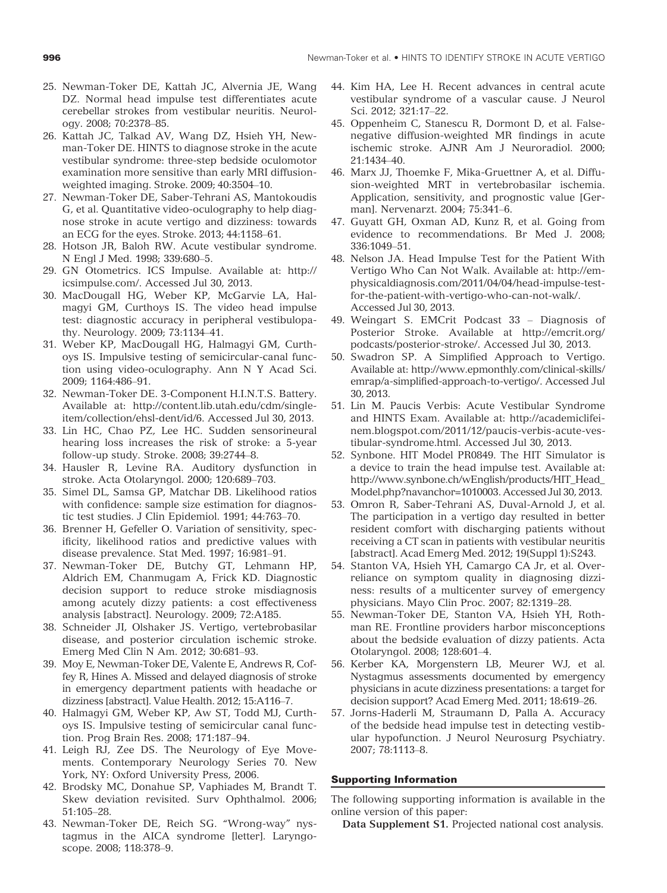25. Newman-Toker DE, Kattah JC, Alvernia JE, Wang DZ. Normal head impulse test differentiates acute cerebellar strokes from vestibular neuritis. Neurology. 2008; 70:2378–85.
26. Kattah JC, Talkad AV, Wang DZ, Hsieh YH, Newman-Toker DE. HINTS to diagnose stroke in the acute vestibular syndrome: three-step bedside oculomotor examination more sensitive than early MRI diffusion-weighted imaging. Stroke. 2009; 40:3504–10.
27. Newman-Toker DE, Saber-Tehrani AS, Mantokoudis G, et al. Quantitative video-oculography to help diagnose stroke in acute vertigo and dizziness: towards an ECG for the eyes. Stroke. 2013; 44:1158–61.
28. Hotson JR, Baloh RW. Acute vestibular syndrome. N Engl J Med. 1998; 339:680–5.
29. GN Otometrics. ICS Impulse. Available at: http://icsimpulse.com/. Accessed Jul 30, 2013.
30. MacDougall HG, Weber KP, McGarvie LA, Halmagyi GM, Curthoys IS. The video head impulse test: diagnostic accuracy in peripheral vestibulopathy. Neurology. 2009; 73:1134–41.
31. Weber KP, MacDougall HG, Halmagyi GM, Curthoys IS. Impulsive testing of semicircular-canal function using video-oculography. Ann N Y Acad Sci. 2009; 1164:486–91.
32. Newman-Toker DE. 3-Component H.I.N.T.S. Battery. Available at: http://content.lib.utah.edu/cdm/singleitem/collection/ehsl-dent/id/6. Accessed Jul 30, 2013.
33. Lin HC, Chao PZ, Lee HC. Sudden sensorineural hearing loss increases the risk of stroke: a 5-year follow-up study. Stroke. 2008; 39:2744–8.
34. Hausler R, Levine RA. Auditory dysfunction in stroke. Acta Otolaryngol. 2000; 120:689–703.
35. Simel DL, Samsa GP, Matchar DB. Likelihood ratios with confidence: sample size estimation for diagnostic test studies. J Clin Epidemiol. 1991; 44:763–70.
36. Brenner H, Gefeller O. Variation of sensitivity, specificity, likelihood ratios and predictive values with disease prevalence. Stat Med. 1997; 16:981–91.
37. Newman-Toker DE, Butchy GT, Lehmann HP, Aldrich EM, Chanmugam A, Frick KD. Diagnostic decision support to reduce stroke misdiagnosis among acutely dizzy patients: a cost effectiveness analysis [abstract]. Neurology. 2009; 72:A185.
38. Schneider JI, Olshaker JS. Vertigo, vertebrobasilar disease, and posterior circulation ischemic stroke. Emerg Med Clin N Am. 2012; 30:681–93.
39. Moy E, Newman-Toker DE, Valente E, Andrews R, Coffey R, Hines A. Missed and delayed diagnosis of stroke in emergency department patients with headache or dizziness [abstract]. Value Health. 2012; 15:A116–7.
40. Halmagyi GM, Weber KP, Aw ST, Todd MJ, Curthoys IS. Impulsive testing of semicircular canal function. Prog Brain Res. 2008; 171:187–94.
41. Leigh RJ, Zee DS. The Neurology of Eye Movements. Contemporary Neurology Series 70. New York, NY: Oxford University Press, 2006.
42. Brodsky MC, Donahue SP, Vaphiades M, Brandt T. Skew deviation revisited. Surv Ophthalmol. 2006; 51:105–28.
43. Newman-Toker DE, Reich SG. "Wrong-way" nystagmus in the AICA syndrome [letter]. Laryngoscope. 2008; 118:378–9.
44. Kim HA, Lee H. Recent advances in central acute vestibular syndrome of a vascular cause. J Neurol Sci. 2012; 321:17–22.
45. Oppenheim C, Stanescu R, Dormont D, et al. False-negative diffusion-weighted MR findings in acute ischemic stroke. AJNR Am J Neuroradiol. 2000; 21:1434–40.
46. Marx JJ, Thoemke F, Mika-Gruettner A, et al. Diffusion-weighted MRT in vertebrobasilar ischemia. Application, sensitivity, and prognostic value [German]. Nervenarzt. 2004; 75:341–6.
47. Guyatt GH, Oxman AD, Kunz R, et al. Going from evidence to recommendations. Br Med J. 2008; 336:1049–51.
48. Nelson JA. Head Impulse Test for the Patient With Vertigo Who Can Not Walk. Available at: http://emphysicaldiagnosis.com/2011/04/04/head-impulse-test-for-the-patient-with-vertigo-who-can-not-walk/. Accessed Jul 30, 2013.
49. Weingart S. EMCrit Podcast 33 – Diagnosis of Posterior Stroke. Available at http://emcrit.org/podcasts/posterior-stroke/. Accessed Jul 30, 2013.
50. Swadron SP. A Simplified Approach to Vertigo. Available at: http://www.epmonthly.com/clinical-skills/emrap/a-simplified-approach-to-vertigo/. Accessed Jul 30, 2013.
51. Lin M. Paucis Verbis: Acute Vestibular Syndrome and HINTS Exam. Available at: http://academiclifeinem.blogspot.com/2011/12/paucis-verbis-acute-vestibular-syndrome.html. Accessed Jul 30, 2013.
52. Synbone. HIT Model PR0849. The HIT Simulator is a device to train the head impulse test. Available at: http://www.synbone.ch/wEnglish/products/HIT_Head_Model.php?navanchor=1010003. Accessed Jul 30, 2013.
53. Omron R, Saber-Tehrani AS, Duval-Arnold J, et al. The participation in a vertigo day resulted in better resident comfort with discharging patients without receiving a CT scan in patients with vestibular neuritis [abstract]. Acad Emerg Med. 2012; 19(Suppl 1):S243.
54. Stanton VA, Hsieh YH, Camargo CA Jr, et al. Overreliance on symptom quality in diagnosing dizziness: results of a multicenter survey of emergency physicians. Mayo Clin Proc. 2007; 82:1319–28.
55. Newman-Toker DE, Stanton VA, Hsieh YH, Rothman RE. Frontline providers harbor misconceptions about the bedside evaluation of dizzy patients. Acta Otolaryngol. 2008; 128:601–4.
56. Kerber KA, Morgenstern LB, Meurer WJ, et al. Nystagmus assessments documented by emergency physicians in acute dizziness presentations: a target for decision support? Acad Emerg Med. 2011; 18:619–26.
57. Jorns-Haderli M, Straumann D, Palla A. Accuracy of the bedside head impulse test in detecting vestibular hypofunction. J Neurol Neurosurg Psychiatry. 2007; 78:1113–8.

## Supporting Information

The following supporting information is available in the online version of this paper:

**Data Supplement S1.** Projected national cost analysis.